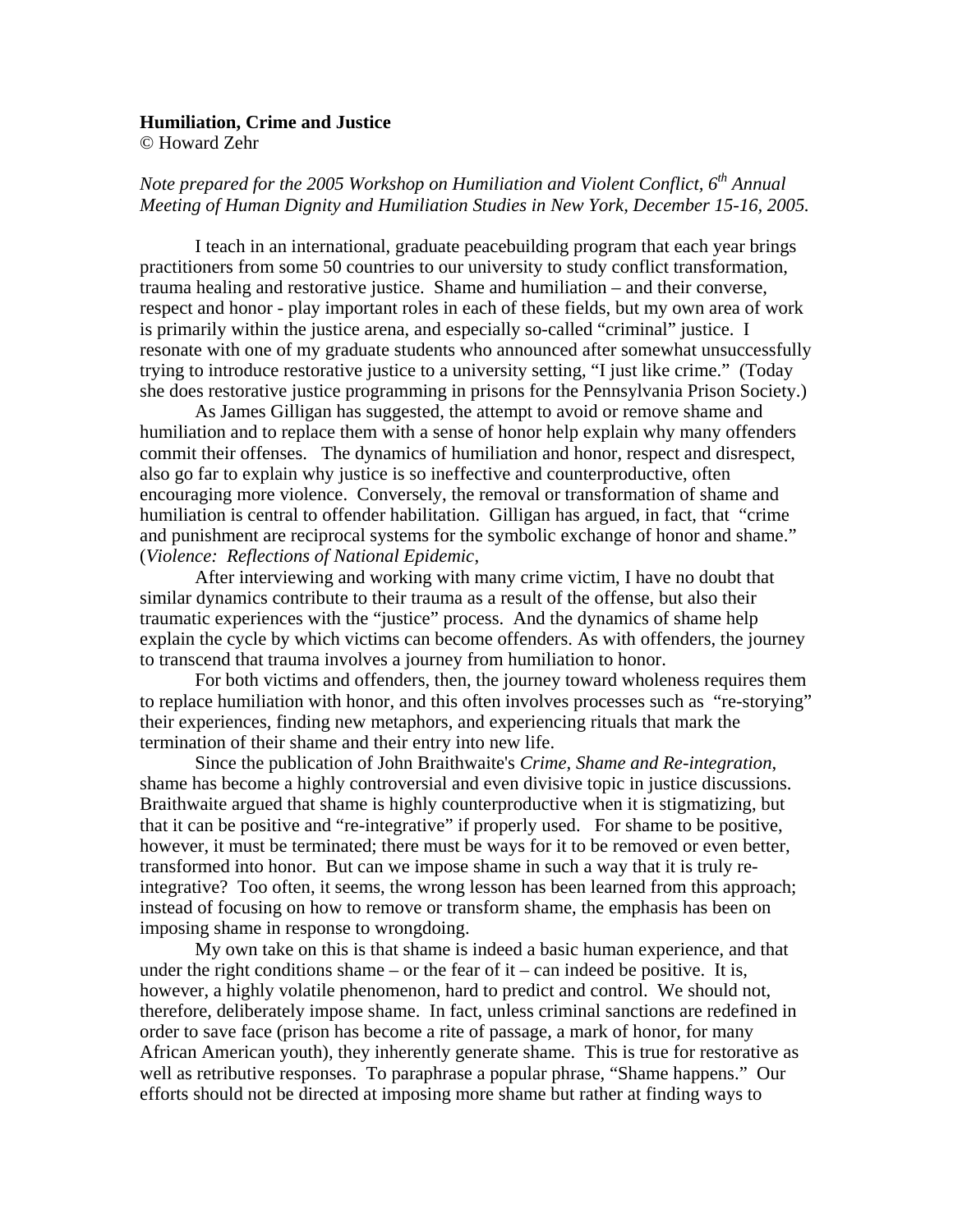**Humiliation, Crime and Justice**
© Howard Zehr

*Note prepared for the 2005 Workshop on Humiliation and Violent Conflict, 6th Annual Meeting of Human Dignity and Humiliation Studies in New York, December 15-16, 2005.*

I teach in an international, graduate peacebuilding program that each year brings practitioners from some 50 countries to our university to study conflict transformation, trauma healing and restorative justice. Shame and humiliation – and their converse, respect and honor - play important roles in each of these fields, but my own area of work is primarily within the justice arena, and especially so-called "criminal" justice. I resonate with one of my graduate students who announced after somewhat unsuccessfully trying to introduce restorative justice to a university setting, "I just like crime." (Today she does restorative justice programming in prisons for the Pennsylvania Prison Society.)

As James Gilligan has suggested, the attempt to avoid or remove shame and humiliation and to replace them with a sense of honor help explain why many offenders commit their offenses. The dynamics of humiliation and honor, respect and disrespect, also go far to explain why justice is so ineffective and counterproductive, often encouraging more violence. Conversely, the removal or transformation of shame and humiliation is central to offender habilitation. Gilligan has argued, in fact, that "crime and punishment are reciprocal systems for the symbolic exchange of honor and shame." (*Violence: Reflections of National Epidemic*,

After interviewing and working with many crime victim, I have no doubt that similar dynamics contribute to their trauma as a result of the offense, but also their traumatic experiences with the "justice" process. And the dynamics of shame help explain the cycle by which victims can become offenders. As with offenders, the journey to transcend that trauma involves a journey from humiliation to honor.

For both victims and offenders, then, the journey toward wholeness requires them to replace humiliation with honor, and this often involves processes such as "re-storying" their experiences, finding new metaphors, and experiencing rituals that mark the termination of their shame and their entry into new life.

Since the publication of John Braithwaite's *Crime, Shame and Re-integration*, shame has become a highly controversial and even divisive topic in justice discussions. Braithwaite argued that shame is highly counterproductive when it is stigmatizing, but that it can be positive and "re-integrative" if properly used. For shame to be positive, however, it must be terminated; there must be ways for it to be removed or even better, transformed into honor. But can we impose shame in such a way that it is truly re-integrative? Too often, it seems, the wrong lesson has been learned from this approach; instead of focusing on how to remove or transform shame, the emphasis has been on imposing shame in response to wrongdoing.

My own take on this is that shame is indeed a basic human experience, and that under the right conditions shame – or the fear of it – can indeed be positive. It is, however, a highly volatile phenomenon, hard to predict and control. We should not, therefore, deliberately impose shame. In fact, unless criminal sanctions are redefined in order to save face (prison has become a rite of passage, a mark of honor, for many African American youth), they inherently generate shame. This is true for restorative as well as retributive responses. To paraphrase a popular phrase, "Shame happens." Our efforts should not be directed at imposing more shame but rather at finding ways to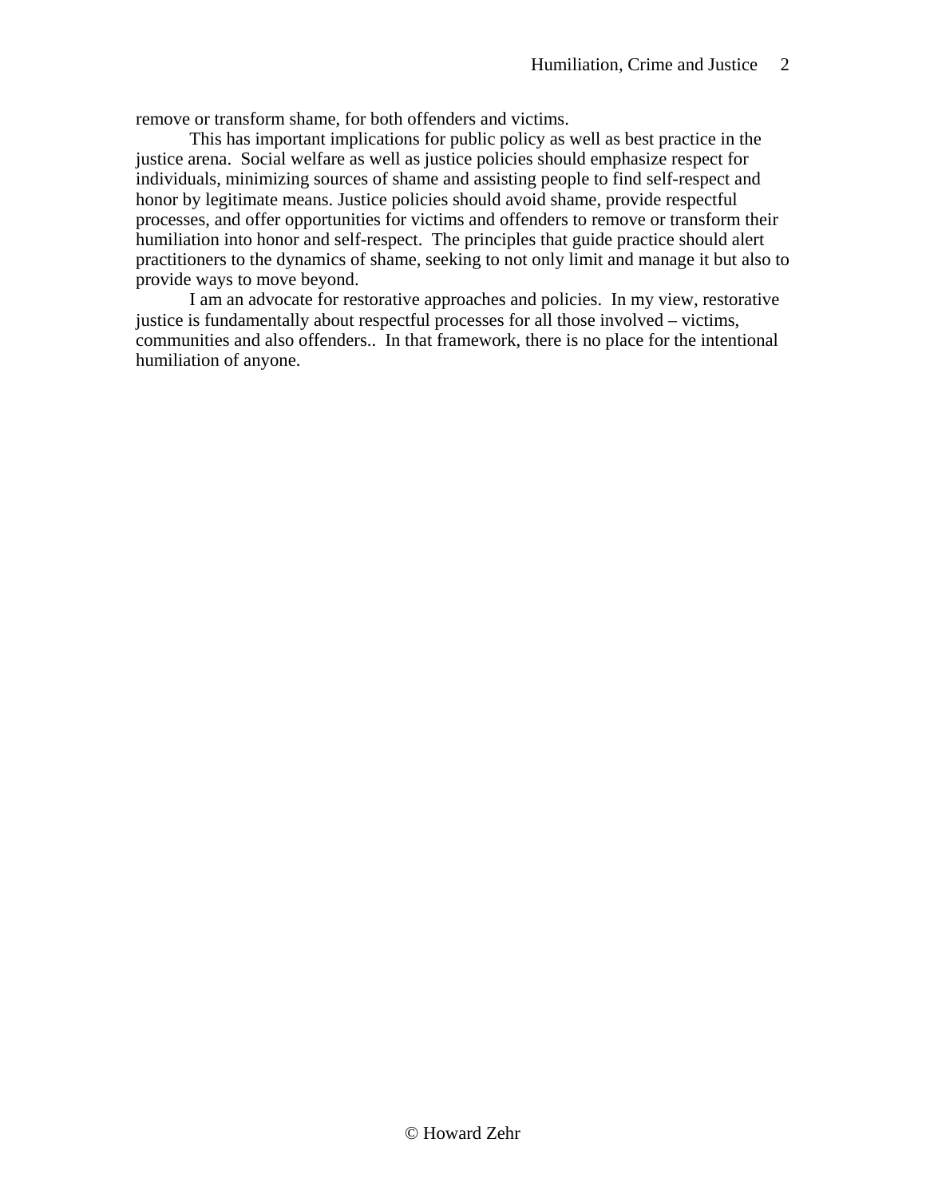remove or transform shame, for both offenders and victims.

This has important implications for public policy as well as best practice in the justice arena. Social welfare as well as justice policies should emphasize respect for individuals, minimizing sources of shame and assisting people to find self-respect and honor by legitimate means. Justice policies should avoid shame, provide respectful processes, and offer opportunities for victims and offenders to remove or transform their humiliation into honor and self-respect. The principles that guide practice should alert practitioners to the dynamics of shame, seeking to not only limit and manage it but also to provide ways to move beyond.

I am an advocate for restorative approaches and policies. In my view, restorative justice is fundamentally about respectful processes for all those involved – victims, communities and also offenders.. In that framework, there is no place for the intentional humiliation of anyone.